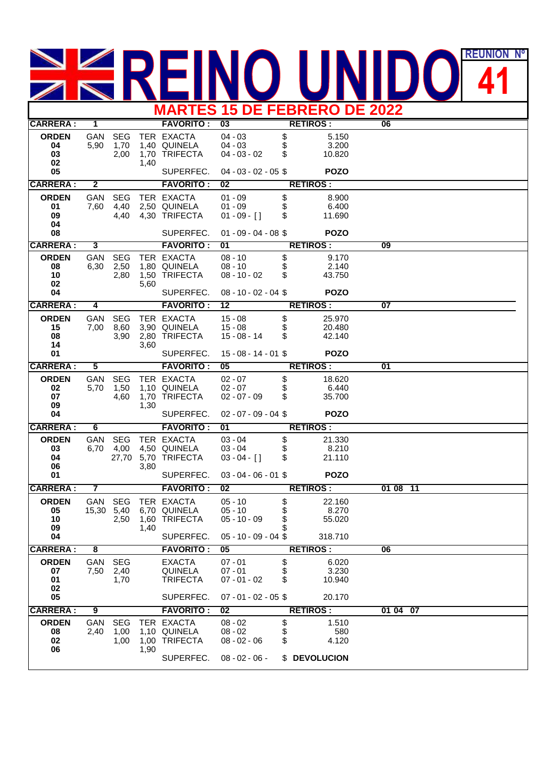# REINO UNIDO

**REUNION Nº 41**

## MARTES 15 DE FEBRERO DE 2022

**CARRERA: 1** — **FAVORITO:** 03 — **RETIROS:** 06

| ORDEN | GAN | SEG | TER | | | | |
|---|---|---|---|---|---|---|---|
| 04 | 5,90 | 1,70 | 1,40 | EXACTA | 04 - 03 | $ | 5.150 |
| 03 | | 2,00 | 1,70 | QUINELA | 04 - 03 | $ | 3.200 |
| 02 | | | 1,40 | TRIFECTA | 04 - 03 - 02 | $ | 10.820 |
| 05 | | | | SUPERFEC. | 04 - 03 - 02 - 05 | $ | POZO |

**CARRERA: 2** — **FAVORITO:** 02 — **RETIROS:**

| ORDEN | GAN | SEG | TER | | | | |
|---|---|---|---|---|---|---|---|
| 01 | 7,60 | 4,40 | 2,50 | EXACTA | 01 - 09 | $ | 8.900 |
| 09 | | 4,40 | 4,30 | QUINELA | 01 - 09 | $ | 6.400 |
| 04 | | | | TRIFECTA | 01 - 09 - [ ] | $ | 11.690 |
| 08 | | | | SUPERFEC. | 01 - 09 - 04 - 08 | $ | POZO |

**CARRERA: 3** — **FAVORITO:** 01 — **RETIROS:** 09

| ORDEN | GAN | SEG | TER | | | | |
|---|---|---|---|---|---|---|---|
| 08 | 6,30 | 2,50 | 1,80 | EXACTA | 08 - 10 | $ | 9.170 |
| 10 | | 2,80 | 1,50 | QUINELA | 08 - 10 | $ | 2.140 |
| 02 | | | 5,60 | TRIFECTA | 08 - 10 - 02 | $ | 43.750 |
| 04 | | | | SUPERFEC. | 08 - 10 - 02 - 04 | $ | POZO |

**CARRERA: 4** — **FAVORITO:** 12 — **RETIROS:** 07

| ORDEN | GAN | SEG | TER | | | | |
|---|---|---|---|---|---|---|---|
| 15 | 7,00 | 8,60 | 3,90 | EXACTA | 15 - 08 | $ | 25.970 |
| 08 | | 3,90 | 2,80 | QUINELA | 15 - 08 | $ | 20.480 |
| 14 | | | 3,60 | TRIFECTA | 15 - 08 - 14 | $ | 42.140 |
| 01 | | | | SUPERFEC. | 15 - 08 - 14 - 01 | $ | POZO |

**CARRERA: 5** — **FAVORITO:** 05 — **RETIROS:** 01

| ORDEN | GAN | SEG | TER | | | | |
|---|---|---|---|---|---|---|---|
| 02 | 5,70 | 1,50 | 1,10 | EXACTA | 02 - 07 | $ | 18.620 |
| 07 | | 4,60 | 1,70 | QUINELA | 02 - 07 | $ | 6.440 |
| 09 | | | 1,30 | TRIFECTA | 02 - 07 - 09 | $ | 35.700 |
| 04 | | | | SUPERFEC. | 02 - 07 - 09 - 04 | $ | POZO |

**CARRERA: 6** — **FAVORITO:** 01 — **RETIROS:**

| ORDEN | GAN | SEG | TER | | | | |
|---|---|---|---|---|---|---|---|
| 03 | 6,70 | 4,00 | 4,50 | EXACTA | 03 - 04 | $ | 21.330 |
| 04 | | 27,70 | 5,70 | QUINELA | 03 - 04 | $ | 8.210 |
| 06 | | | 3,80 | TRIFECTA | 03 - 04 - [ ] | $ | 21.110 |
| 01 | | | | SUPERFEC. | 03 - 04 - 06 - 01 | $ | POZO |

**CARRERA: 7** — **FAVORITO:** 02 — **RETIROS:** 01 08 11

| ORDEN | GAN | SEG | TER | | | | |
|---|---|---|---|---|---|---|---|
| 05 | 15,30 | 5,40 | 6,70 | EXACTA | 05 - 10 | $ | 22.160 |
| 10 | | 2,50 | 1,60 | QUINELA | 05 - 10 | $ | 8.270 |
| 09 | | | 1,40 | TRIFECTA | 05 - 10 - 09 | $ | 55.020 |
| 04 | | | | SUPERFEC. | 05 - 10 - 09 - 04 | $ | 318.710 |

**CARRERA: 8** — **FAVORITO:** 05 — **RETIROS:** 06

| ORDEN | GAN | SEG | | | | |
|---|---|---|---|---|---|---|
| 07 | 7,50 | 2,40 | EXACTA | 07 - 01 | $ | 6.020 |
| 01 | | 1,70 | QUINELA | 07 - 01 | $ | 3.230 |
| 02 | | | TRIFECTA | 07 - 01 - 02 | $ | 10.940 |
| 05 | | | SUPERFEC. | 07 - 01 - 02 - 05 | $ | 20.170 |

**CARRERA: 9** — **FAVORITO:** 02 — **RETIROS:** 01 04 07

| ORDEN | GAN | SEG | TER | | | | |
|---|---|---|---|---|---|---|---|
| 08 | 2,40 | 1,00 | 1,10 | EXACTA | 08 - 02 | $ | 1.510 |
| 02 | | 1,00 | 1,00 | QUINELA | 08 - 02 | $ | 580 |
| 06 | | | 1,90 | TRIFECTA | 08 - 02 - 06 | $ | 4.120 |
| | | | | SUPERFEC. | 08 - 02 - 06 - | $ | DEVOLUCION |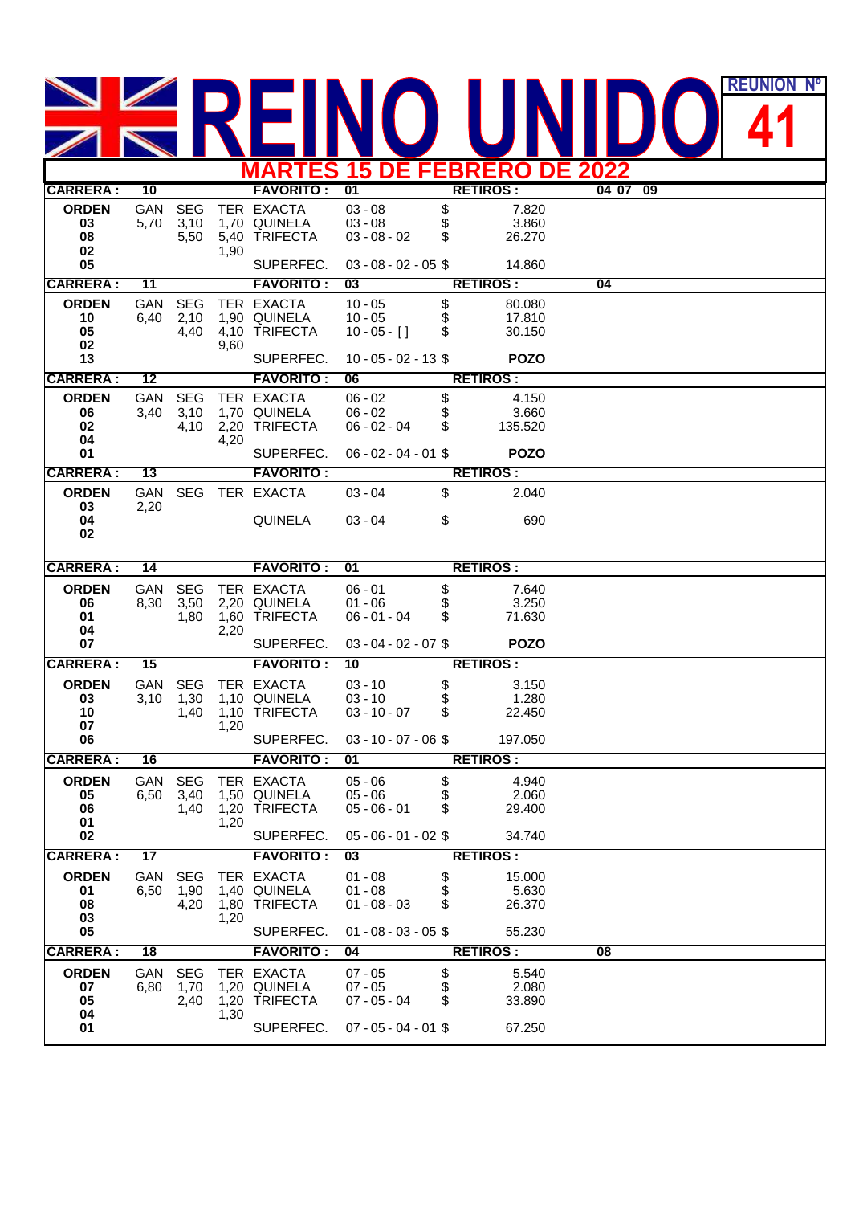# REINO UNIDO

**REUNION Nº 41**

## MARTES 15 DE FEBRERO DE 2022

| CARRERA : | 10 | | | FAVORITO : | 01 | | RETIROS : | 04 07 09 |
|---|---|---|---|---|---|---|---|---|
| **ORDEN** | GAN | SEG | TER | EXACTA | 03 - 08 | $ | 7.820 | |
| **03** | 5,70 | 3,10 | 1,70 | QUINELA | 03 - 08 | $ | 3.860 | |
| **08** | | 5,50 | 5,40 | TRIFECTA | 03 - 08 - 02 | $ | 26.270 | |
| **02** | | | 1,90 | | | | | |
| **05** | | | | SUPERFEC. | 03 - 08 - 02 - 05 | $ | 14.860 | |
| **CARRERA :** | **11** | | | **FAVORITO :** | **03** | | **RETIROS :** | **04** |
| **ORDEN** | GAN | SEG | TER | EXACTA | 10 - 05 | $ | 80.080 | |
| **10** | 6,40 | 2,10 | 1,90 | QUINELA | 10 - 05 | $ | 17.810 | |
| **05** | | 4,40 | 4,10 | TRIFECTA | 10 - 05 - [ ] | $ | 30.150 | |
| **02** | | | 9,60 | | | | | |
| **13** | | | | SUPERFEC. | 10 - 05 - 02 - 13 | $ | **POZO** | |
| **CARRERA :** | **12** | | | **FAVORITO :** | **06** | | **RETIROS :** | |
| **ORDEN** | GAN | SEG | TER | EXACTA | 06 - 02 | $ | 4.150 | |
| **06** | 3,40 | 3,10 | 1,70 | QUINELA | 06 - 02 | $ | 3.660 | |
| **02** | | 4,10 | 2,20 | TRIFECTA | 06 - 02 - 04 | $ | 135.520 | |
| **04** | | | 4,20 | | | | | |
| **01** | | | | SUPERFEC. | 06 - 02 - 04 - 01 | $ | **POZO** | |
| **CARRERA :** | **13** | | | **FAVORITO :** | | | **RETIROS :** | |
| **ORDEN** | GAN | SEG | TER | EXACTA | 03 - 04 | $ | 2.040 | |
| **03** | 2,20 | | | | | | | |
| **04** | | | | QUINELA | 03 - 04 | $ | 690 | |
| **02** | | | | | | | | |
| **CARRERA :** | **14** | | | **FAVORITO :** | **01** | | **RETIROS :** | |
| **ORDEN** | GAN | SEG | TER | EXACTA | 06 - 01 | $ | 7.640 | |
| **06** | 8,30 | 3,50 | 2,20 | QUINELA | 01 - 06 | $ | 3.250 | |
| **01** | | 1,80 | 1,60 | TRIFECTA | 06 - 01 - 04 | $ | 71.630 | |
| **04** | | | 2,20 | | | | | |
| **07** | | | | SUPERFEC. | 03 - 04 - 02 - 07 | $ | **POZO** | |
| **CARRERA :** | **15** | | | **FAVORITO :** | **10** | | **RETIROS :** | |
| **ORDEN** | GAN | SEG | TER | EXACTA | 03 - 10 | $ | 3.150 | |
| **03** | 3,10 | 1,30 | 1,10 | QUINELA | 03 - 10 | $ | 1.280 | |
| **10** | | 1,40 | 1,10 | TRIFECTA | 03 - 10 - 07 | $ | 22.450 | |
| **07** | | | 1,20 | | | | | |
| **06** | | | | SUPERFEC. | 03 - 10 - 07 - 06 | $ | 197.050 | |
| **CARRERA :** | **16** | | | **FAVORITO :** | **01** | | **RETIROS :** | |
| **ORDEN** | GAN | SEG | TER | EXACTA | 05 - 06 | $ | 4.940 | |
| **05** | 6,50 | 3,40 | 1,50 | QUINELA | 05 - 06 | $ | 2.060 | |
| **06** | | 1,40 | 1,20 | TRIFECTA | 05 - 06 - 01 | $ | 29.400 | |
| **01** | | | 1,20 | | | | | |
| **02** | | | | SUPERFEC. | 05 - 06 - 01 - 02 | $ | 34.740 | |
| **CARRERA :** | **17** | | | **FAVORITO :** | **03** | | **RETIROS :** | |
| **ORDEN** | GAN | SEG | TER | EXACTA | 01 - 08 | $ | 15.000 | |
| **01** | 6,50 | 1,90 | 1,40 | QUINELA | 01 - 08 | $ | 5.630 | |
| **08** | | 4,20 | 1,80 | TRIFECTA | 01 - 08 - 03 | $ | 26.370 | |
| **03** | | | 1,20 | | | | | |
| **05** | | | | SUPERFEC. | 01 - 08 - 03 - 05 | $ | 55.230 | |
| **CARRERA :** | **18** | | | **FAVORITO :** | **04** | | **RETIROS :** | **08** |
| **ORDEN** | GAN | SEG | TER | EXACTA | 07 - 05 | $ | 5.540 | |
| **07** | 6,80 | 1,70 | 1,20 | QUINELA | 07 - 05 | $ | 2.080 | |
| **05** | | 2,40 | 1,20 | TRIFECTA | 07 - 05 - 04 | $ | 33.890 | |
| **04** | | | 1,30 | | | | | |
| **01** | | | | SUPERFEC. | 07 - 05 - 04 - 01 | $ | 67.250 | |